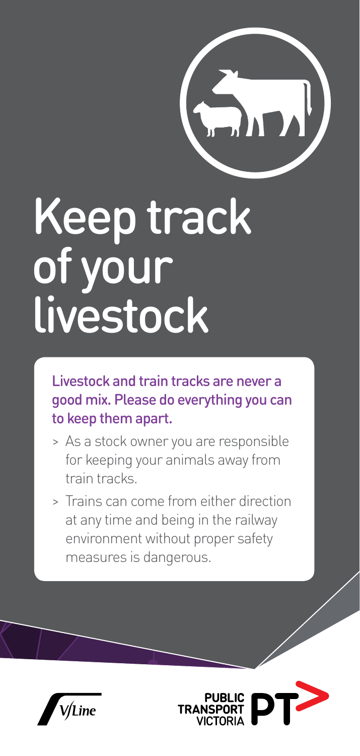# Keep track of your livestock

**Livestock and train tracks are never a good mix. Please do everything you can to keep them apart.**

> As a stock owner you are responsible for keeping your animals away from train tracks.

> Trains can come from either direction at any time and being in the railway environment without proper safety measures is dangerous.

V/Line

PUBLIC TRANSPORT VICTORIA PT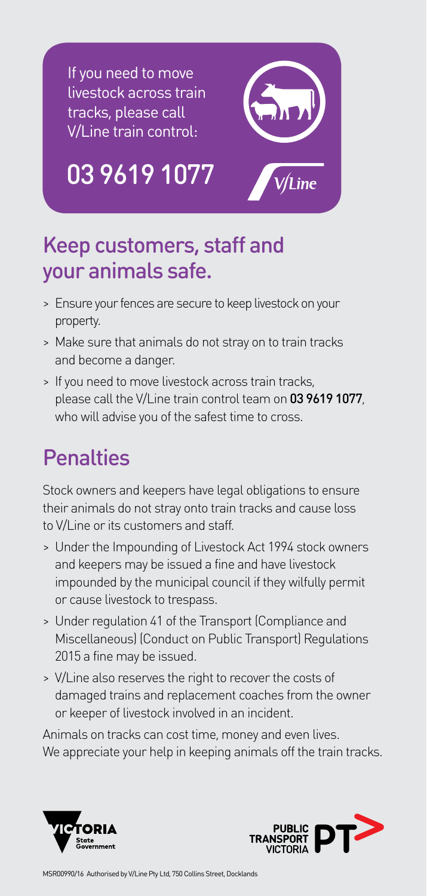If you need to move livestock across train tracks, please call V/Line train control:

# 03 9619 1077

## Keep customers, staff and your animals safe.

- Ensure your fences are secure to keep livestock on your property.
- Make sure that animals do not stray on to train tracks and become a danger.
- If you need to move livestock across train tracks, please call the V/Line train control team on **03 9619 1077**, who will advise you of the safest time to cross.

## Penalties

Stock owners and keepers have legal obligations to ensure their animals do not stray onto train tracks and cause loss to V/Line or its customers and staff.

- Under the Impounding of Livestock Act 1994 stock owners and keepers may be issued a fine and have livestock impounded by the municipal council if they wilfully permit or cause livestock to trespass.
- Under regulation 41 of the Transport (Compliance and Miscellaneous) (Conduct on Public Transport) Regulations 2015 a fine may be issued.
- V/Line also reserves the right to recover the costs of damaged trains and replacement coaches from the owner or keeper of livestock involved in an incident.

Animals on tracks can cost time, money and even lives. We appreciate your help in keeping animals off the train tracks.

MSR00990/16 Authorised by V/Line Pty Ltd, 750 Collins Street, Docklands